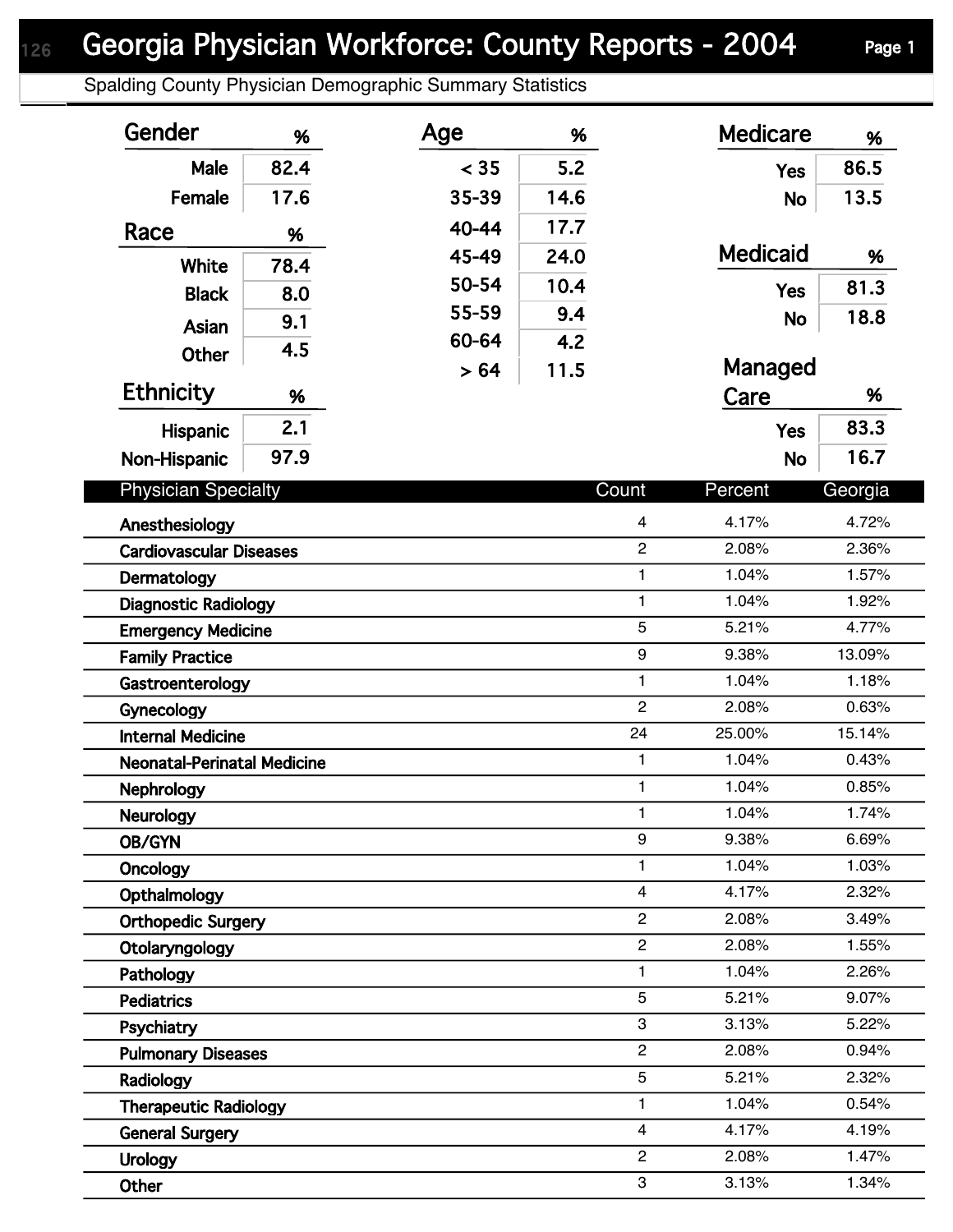# Georgia Physician Workforce: County Reports - 2004

Spalding County Physician Demographic Summary Statistics

| Gender | % |
|---|---|
| Male | 82.4 |
| Female | 17.6 |

| Race | % |
|---|---|
| White | 78.4 |
| Black | 8.0 |
| Asian | 9.1 |
| Other | 4.5 |

| Ethnicity | % |
|---|---|
| Hispanic | 2.1 |
| Non-Hispanic | 97.9 |

| Age | % |
|---|---|
| < 35 | 5.2 |
| 35-39 | 14.6 |
| 40-44 | 17.7 |
| 45-49 | 24.0 |
| 50-54 | 10.4 |
| 55-59 | 9.4 |
| 60-64 | 4.2 |
| > 64 | 11.5 |

| Medicare | % |
|---|---|
| Yes | 86.5 |
| No | 13.5 |

| Medicaid | % |
|---|---|
| Yes | 81.3 |
| No | 18.8 |

| Managed Care | % |
|---|---|
| Yes | 83.3 |
| No | 16.7 |

| Physician Specialty | Count | Percent | Georgia |
|---|---|---|---|
| Anesthesiology | 4 | 4.17% | 4.72% |
| Cardiovascular Diseases | 2 | 2.08% | 2.36% |
| Dermatology | 1 | 1.04% | 1.57% |
| Diagnostic Radiology | 1 | 1.04% | 1.92% |
| Emergency Medicine | 5 | 5.21% | 4.77% |
| Family Practice | 9 | 9.38% | 13.09% |
| Gastroenterology | 1 | 1.04% | 1.18% |
| Gynecology | 2 | 2.08% | 0.63% |
| Internal Medicine | 24 | 25.00% | 15.14% |
| Neonatal-Perinatal Medicine | 1 | 1.04% | 0.43% |
| Nephrology | 1 | 1.04% | 0.85% |
| Neurology | 1 | 1.04% | 1.74% |
| OB/GYN | 9 | 9.38% | 6.69% |
| Oncology | 1 | 1.04% | 1.03% |
| Opthalmology | 4 | 4.17% | 2.32% |
| Orthopedic Surgery | 2 | 2.08% | 3.49% |
| Otolaryngology | 2 | 2.08% | 1.55% |
| Pathology | 1 | 1.04% | 2.26% |
| Pediatrics | 5 | 5.21% | 9.07% |
| Psychiatry | 3 | 3.13% | 5.22% |
| Pulmonary Diseases | 2 | 2.08% | 0.94% |
| Radiology | 5 | 5.21% | 2.32% |
| Therapeutic Radiology | 1 | 1.04% | 0.54% |
| General Surgery | 4 | 4.17% | 4.19% |
| Urology | 2 | 2.08% | 1.47% |
| Other | 3 | 3.13% | 1.34% |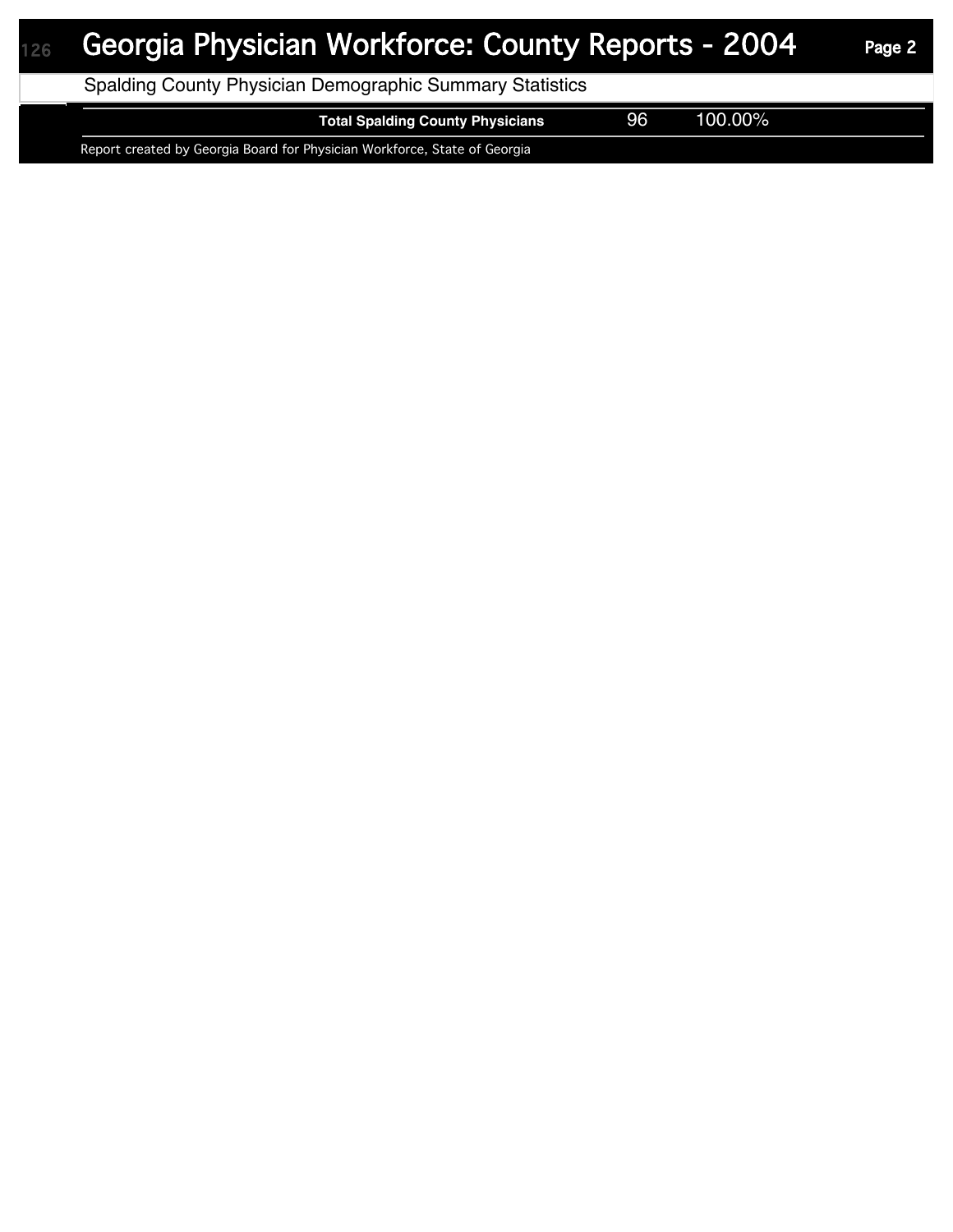## Spalding County Physician Demographic Summary Statistics

| | | |
|---|---|---|
| **Total Spalding County Physicians** | 96 | 100.00% |

Report created by Georgia Board for Physician Workforce, State of Georgia